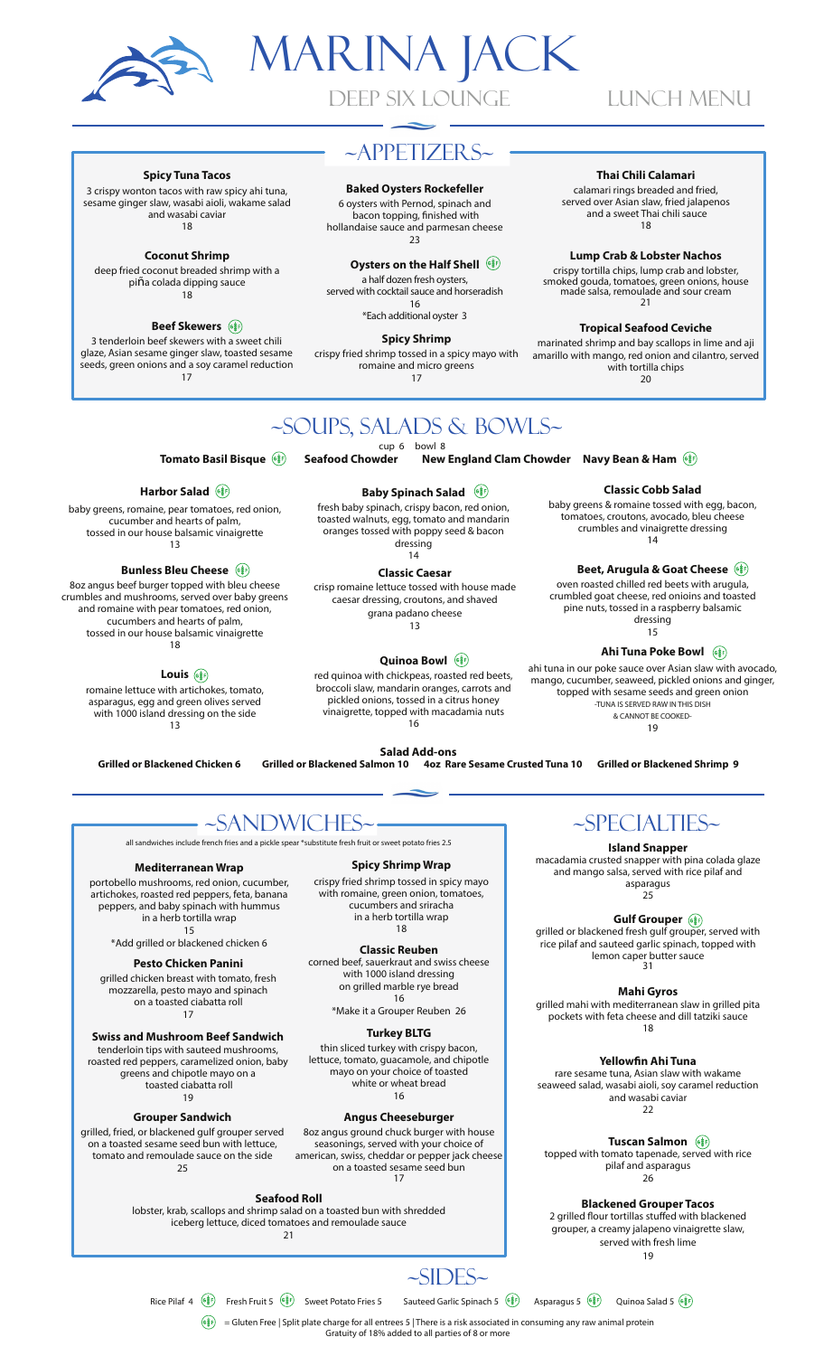# MARINA JACK

## DEEP SIX LOUNGE — LUNCH MENU

## ~APPETIZERS~

**Spicy Tuna Tacos**
3 crispy wonton tacos with raw spicy ahi tuna, sesame ginger slaw, wasabi aioli, wakame salad and wasabi caviar
18

**Coconut Shrimp**
deep fried coconut breaded shrimp with a piña colada dipping sauce
18

**Beef Skewers** (GF)
3 tenderloin beef skewers with a sweet chili glaze, Asian sesame ginger slaw, toasted sesame seeds, green onions and a soy caramel reduction
17

**Baked Oysters Rockefeller**
6 oysters with Pernod, spinach and bacon topping, finished with hollandaise sauce and parmesan cheese
23

**Oysters on the Half Shell** (GF)
a half dozen fresh oysters, served with cocktail sauce and horseradish
16
*Each additional oyster 3

**Spicy Shrimp**
crispy fried shrimp tossed in a spicy mayo with romaine and micro greens
17

**Thai Chili Calamari**
calamari rings breaded and fried, served over Asian slaw, fried jalapenos and a sweet Thai chili sauce
18

**Lump Crab & Lobster Nachos**
crispy tortilla chips, lump crab and lobster, smoked gouda, tomatoes, green onions, house made salsa, remoulade and sour cream
21

**Tropical Seafood Ceviche**
marinated shrimp and bay scallops in lime and aji amarillo with mango, red onion and cilantro, served with tortilla chips
20

## ~SOUPS, SALADS & BOWLS~

cup 6 bowl 8

**Tomato Basil Bisque** (GF) **Seafood Chowder** **New England Clam Chowder** **Navy Bean & Ham** (GF)

**Harbor Salad** (GF)
baby greens, romaine, pear tomatoes, red onion, cucumber and hearts of palm, tossed in our house balsamic vinaigrette
13

**Bunless Bleu Cheese** (GF)
8oz angus beef burger topped with bleu cheese crumbles and mushrooms, served over baby greens and romaine with pear tomatoes, red onion, cucumbers and hearts of palm, tossed in our house balsamic vinaigrette
18

**Louis** (GF)
romaine lettuce with artichokes, tomato, asparagus, egg and green olives served with 1000 island dressing on the side
13

**Baby Spinach Salad** (GF)
fresh baby spinach, crispy bacon, red onion, toasted walnuts, egg, tomato and mandarin oranges tossed with poppy seed & bacon dressing
14

**Classic Caesar**
crisp romaine lettuce tossed with house made caesar dressing, croutons, and shaved grana padano cheese
13

**Quinoa Bowl** (GF)
red quinoa with chickpeas, roasted red beets, broccoli slaw, mandarin oranges, carrots and pickled onions, tossed in a citrus honey vinaigrette, topped with macadamia nuts
16

**Classic Cobb Salad**
baby greens & romaine tossed with egg, bacon, tomatoes, croutons, avocado, bleu cheese crumbles and vinaigrette dressing
14

**Beet, Arugula & Goat Cheese** (GF)
oven roasted chilled red beets with arugula, crumbled goat cheese, red onions and toasted pine nuts, tossed in a raspberry balsamic dressing
15

**Ahi Tuna Poke Bowl** (GF)
ahi tuna in our poke sauce over Asian slaw with avocado, mango, cucumber, seaweed, pickled onions and ginger, topped with sesame seeds and green onion
-TUNA IS SERVED RAW IN THIS DISH & CANNOT BE COOKED-
19

**Salad Add-ons**
**Grilled or Blackened Chicken 6** **Grilled or Blackened Salmon 10** **4oz Rare Sesame Crusted Tuna 10** **Grilled or Blackened Shrimp 9**

## ~SANDWICHES~

all sandwiches include french fries and a pickle spear *substitute fresh fruit or sweet potato fries 2.5

**Mediterranean Wrap**
portobello mushrooms, red onion, cucumber, artichokes, roasted red peppers, feta, banana peppers, and baby spinach with hummus in a herb tortilla wrap
15
*Add grilled or blackened chicken 6

**Pesto Chicken Panini**
grilled chicken breast with tomato, fresh mozzarella, pesto mayo and spinach on a toasted ciabatta roll
17

**Swiss and Mushroom Beef Sandwich**
tenderloin tips with sauteed mushrooms, roasted red peppers, caramelized onion, baby greens and chipotle mayo on a toasted ciabatta roll
19

**Grouper Sandwich**
grilled, fried, or blackened gulf grouper served on a toasted sesame seed bun with lettuce, tomato and remoulade sauce on the side
25

**Spicy Shrimp Wrap**
crispy fried shrimp tossed in spicy mayo with romaine, green onion, tomatoes, cucumbers and sriracha in a herb tortilla wrap
18

**Classic Reuben**
corned beef, sauerkraut and swiss cheese with 1000 island dressing on grilled marble rye bread
16
*Make it a Grouper Reuben 26

**Turkey BLTG**
thin sliced turkey with crispy bacon, lettuce, tomato, guacamole, and chipotle mayo on your choice of toasted white or wheat bread
16

**Angus Cheeseburger**
8oz angus ground chuck burger with house seasonings, served with your choice of american, swiss, cheddar or pepper jack cheese on a toasted sesame seed bun
17

**Seafood Roll**
lobster, krab, scallops and shrimp salad on a toasted bun with shredded iceberg lettuce, diced tomatoes and remoulade sauce
21

## ~SPECIALTIES~

**Island Snapper**
macadamia crusted snapper with pina colada glaze and mango salsa, served with rice pilaf and asparagus
25

**Gulf Grouper** (GF)
grilled or blackened fresh gulf grouper, served with rice pilaf and sauteed garlic spinach, topped with lemon caper butter sauce
31

**Mahi Gyros**
grilled mahi with mediterranean slaw in grilled pita pockets with feta cheese and dill tatziki sauce
18

**Yellowfin Ahi Tuna**
rare sesame tuna, Asian slaw with wakame seaweed salad, wasabi aioli, soy caramel reduction and wasabi caviar
22

**Tuscan Salmon** (GF)
topped with tomato tapenade, served with rice pilaf and asparagus
26

**Blackened Grouper Tacos**
2 grilled flour tortillas stuffed with blackened grouper, a creamy jalapeno vinaigrette slaw, served with fresh lime
19

## ~SIDES~

Rice Pilaf 4 (GF) Fresh Fruit 5 (GF) Sweet Potato Fries 5 Sauteed Garlic Spinach 5 (GF) Asparagus 5 (GF) Quinoa Salad 5 (GF)

(GF) = Gluten Free | Split plate charge for all entrees 5 | There is a risk associated in consuming any raw animal protein
Gratuity of 18% added to all parties of 8 or more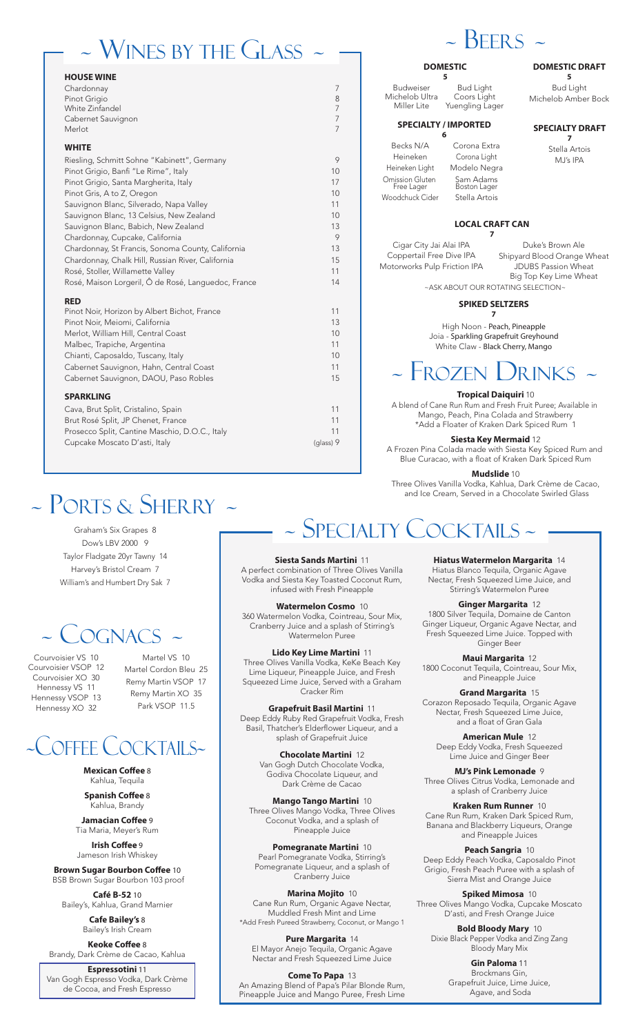# ~ Wines by the Glass ~

## HOUSE WINE

| | |
|---|---|
| Chardonnay | 7 |
| Pinot Grigio | 8 |
| White Zinfandel | 7 |
| Cabernet Sauvignon | 7 |
| Merlot | 7 |

## WHITE

| | |
|---|---|
| Riesling, Schmitt Sohne "Kabinett", Germany | 9 |
| Pinot Grigio, Banfi "Le Rime", Italy | 10 |
| Pinot Grigio, Santa Margherita, Italy | 17 |
| Pinot Gris, A to Z, Oregon | 10 |
| Sauvignon Blanc, Silverado, Napa Valley | 11 |
| Sauvignon Blanc, 13 Celsius, New Zealand | 10 |
| Sauvignon Blanc, Babich, New Zealand | 13 |
| Chardonnay, Cupcake, California | 9 |
| Chardonnay, St Francis, Sonoma County, California | 13 |
| Chardonnay, Chalk Hill, Russian River, California | 15 |
| Rosé, Stoller, Willamette Valley | 11 |
| Rosé, Maison Lorgeril, Ô de Rosé, Languedoc, France | 14 |

## RED

| | |
|---|---|
| Pinot Noir, Horizon by Albert Bichot, France | 11 |
| Pinot Noir, Meiomi, California | 13 |
| Merlot, William Hill, Central Coast | 10 |
| Malbec, Trapiche, Argentina | 11 |
| Chianti, Caposaldo, Tuscany, Italy | 10 |
| Cabernet Sauvignon, Hahn, Central Coast | 11 |
| Cabernet Sauvignon, DAOU, Paso Robles | 15 |

## SPARKLING

| | |
|---|---|
| Cava, Brut Split, Cristalino, Spain | 11 |
| Brut Rosé Split, JP Chenet, France | 11 |
| Prosecco Split, Cantine Maschio, D.O.C., Italy | 11 |
| Cupcake Moscato D'asti, Italy | (glass) 9 |

# ~ Beers ~

## DOMESTIC
5

Budweiser, Michelob Ultra, Miller Lite, Bud Light, Coors Light, Yuengling Lager

## DOMESTIC DRAFT
5

Bud Light, Michelob Amber Bock

## SPECIALTY / IMPORTED
6

Becks N/A, Heineken, Heineken Light, Omission Gluten Free Lager, Woodchuck Cider, Corona Extra, Corona Light, Modelo Negra, Sam Adams Boston Lager, Stella Artois

## SPECIALTY DRAFT
7

Stella Artois, MJ's IPA

## LOCAL CRAFT CAN
7

Cigar City Jai Alai IPA, Coppertail Free Dive IPA, Motorworks Pulp Friction IPA, Duke's Brown Ale, Shipyard Blood Orange Wheat, JDUBS Passion Wheat, Big Top Key Lime Wheat

~ASK ABOUT OUR ROTATING SELECTION~

## SPIKED SELTZERS
7

High Noon - Peach, Pineapple
Joia - Sparkling Grapefruit Greyhound
White Claw - Black Cherry, Mango

# ~ Frozen Drinks ~

**Tropical Daiquiri** 10
A blend of Cane Run Rum and Fresh Fruit Puree; Available in Mango, Peach, Pina Colada and Strawberry
*Add a Floater of Kraken Dark Spiced Rum 1

**Siesta Key Mermaid** 12
A Frozen Pina Colada made with Siesta Key Spiced Rum and Blue Curacao, with a float of Kraken Dark Spiced Rum

**Mudslide** 10
Three Olives Vanilla Vodka, Kahlua, Dark Crème de Cacao, and Ice Cream, Served in a Chocolate Swirled Glass

# ~ Ports & Sherry ~

Graham's Six Grapes 8
Dow's LBV 2000 9
Taylor Fladgate 20yr Tawny 14
Harvey's Bristol Cream 7
William's and Humbert Dry Sak 7

# ~ Cognacs ~

Courvoisier VS 10
Courvoisier VSOP 12
Courvoisier XO 30
Hennessy VS 11
Hennessy VSOP 13
Hennessy XO 32
Martel VS 10
Martel Cordon Bleu 25
Remy Martin VSOP 17
Remy Martin XO 35
Park VSOP 11.5

# ~Coffee Cocktails~

**Mexican Coffee** 8
Kahlua, Tequila

**Spanish Coffee** 8
Kahlua, Brandy

**Jamacian Coffee** 9
Tia Maria, Meyer's Rum

**Irish Coffee** 9
Jameson Irish Whiskey

**Brown Sugar Bourbon Coffee** 10
BSB Brown Sugar Bourbon 103 proof

**Café B-52** 10
Bailey's, Kahlua, Grand Marnier

**Cafe Bailey's** 8
Bailey's Irish Cream

**Keoke Coffee** 8
Brandy, Dark Crème de Cacao, Kahlua

**Espressotini** 11
Van Gogh Espresso Vodka, Dark Crème de Cocoa, and Fresh Espresso

# ~ Specialty Cocktails ~

**Siesta Sands Martini** 11
A perfect combination of Three Olives Vanilla Vodka and Siesta Key Toasted Coconut Rum, infused with Fresh Pineapple

**Watermelon Cosmo** 10
360 Watermelon Vodka, Cointreau, Sour Mix, Cranberry Juice and a splash of Stirring's Watermelon Puree

**Lido Key Lime Martini** 11
Three Olives Vanilla Vodka, KeKe Beach Key Lime Liqueur, Pineapple Juice, and Fresh Squeezed Lime Juice, Served with a Graham Cracker Rim

**Grapefruit Basil Martini** 11
Deep Eddy Ruby Red Grapefruit Vodka, Fresh Basil, Thatcher's Elderflower Liqueur, and a splash of Grapefruit Juice

**Chocolate Martini** 12
Van Gogh Dutch Chocolate Vodka, Godiva Chocolate Liqueur, and Dark Crème de Cacao

**Mango Tango Martini** 10
Three Olives Mango Vodka, Three Olives Coconut Vodka, and a splash of Pineapple Juice

**Pomegranate Martini** 10
Pearl Pomegranate Vodka, Stirring's Pomegranate Liqueur, and a splash of Cranberry Juice

**Marina Mojito** 10
Cane Run Rum, Organic Agave Nectar, Muddled Fresh Mint and Lime
*Add Fresh Pureed Strawberry, Coconut, or Mango 1

**Pure Margarita** 14
El Mayor Anejo Tequila, Organic Agave Nectar and Fresh Squeezed Lime Juice

**Come To Papa** 13
An Amazing Blend of Papa's Pilar Blonde Rum, Pineapple Juice and Mango Puree, Fresh Lime

**Hiatus Watermelon Margarita** 14
Hiatus Blanco Tequila, Organic Agave Nectar, Fresh Squeezed Lime Juice, and Stirring's Watermelon Puree

**Ginger Margarita** 12
1800 Silver Tequila, Domaine de Canton Ginger Liqueur, Organic Agave Nectar, and Fresh Squeezed Lime Juice. Topped with Ginger Beer

**Maui Margarita** 12
1800 Coconut Tequila, Cointreau, Sour Mix, and Pineapple Juice

**Grand Margarita** 15
Corazon Reposado Tequila, Organic Agave Nectar, Fresh Squeezed Lime Juice, and a float of Gran Gala

**American Mule** 12
Deep Eddy Vodka, Fresh Squeezed Lime Juice and Ginger Beer

**MJ's Pink Lemonade** 9
Three Olives Citrus Vodka, Lemonade and a splash of Cranberry Juice

**Kraken Rum Runner** 10
Cane Run Rum, Kraken Dark Spiced Rum, Banana and Blackberry Liqueurs, Orange and Pineapple Juices

**Peach Sangria** 10
Deep Eddy Peach Vodka, Caposaldo Pinot Grigio, Fresh Peach Puree with a splash of Sierra Mist and Orange Juice

**Spiked Mimosa** 10
Three Olives Mango Vodka, Cupcake Moscato D'asti, and Fresh Orange Juice

**Bold Bloody Mary** 10
Dixie Black Pepper Vodka and Zing Zang Bloody Mary Mix

**Gin Paloma** 11
Brockmans Gin, Grapefruit Juice, Lime Juice, Agave, and Soda